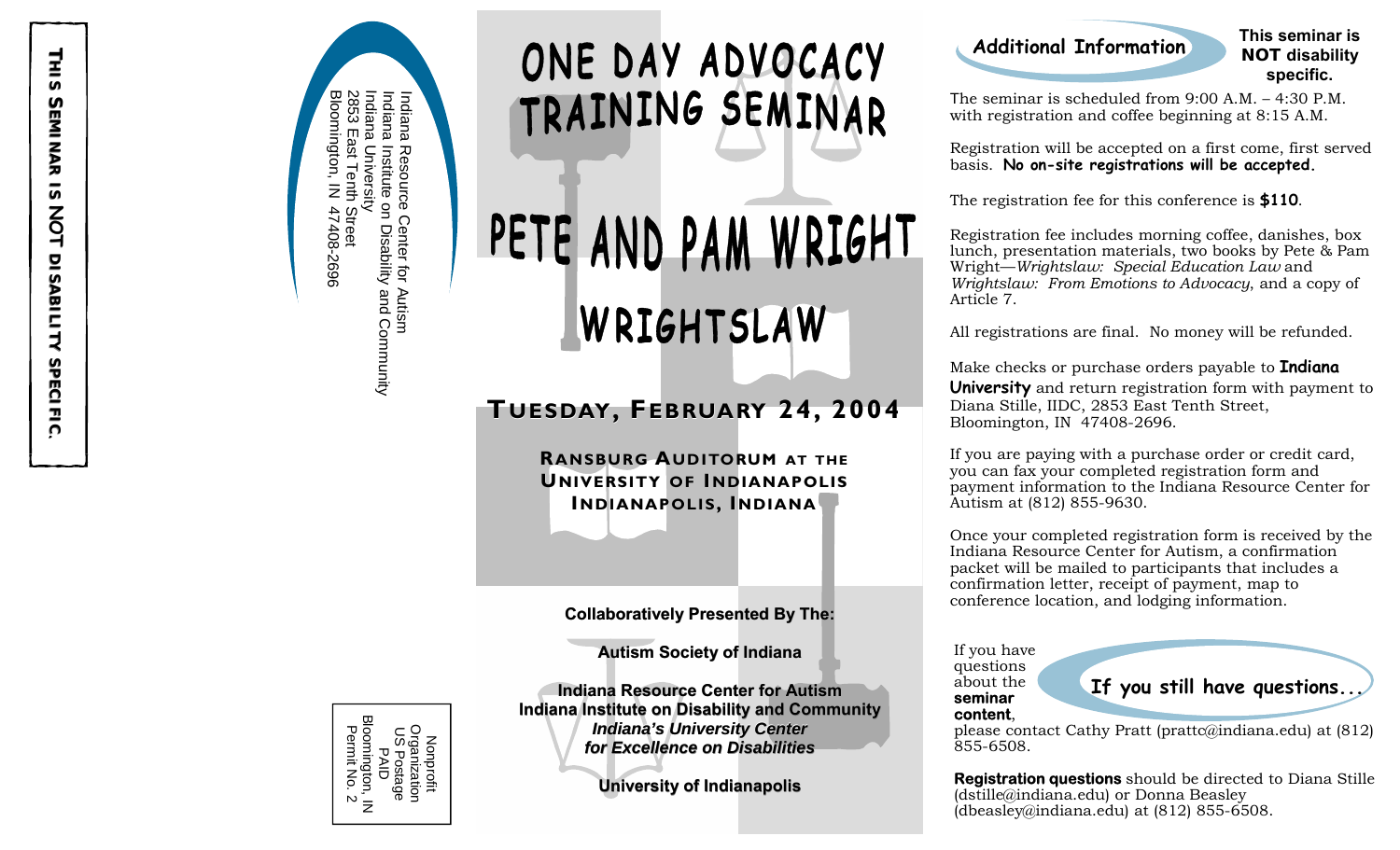**THIS SEMINAR IS NOT DISABILITY SPECIFIC.**

Indiana Resource Center for Autism
Indiana Institute on Disability and Community
Indiana University
2853 East Tenth Street
Bloomington, IN 47408-2696

Nonprofit
Organization
US Postage
PAID
Bloomington, IN
Permit No. 2

# ONE DAY ADVOCACY TRAINING SEMINAR

# PETE AND PAM WRIGHT

## WRIGHTSLAW

## TUESDAY, FEBRUARY 24, 2004

**RANSBURG AUDITORUM AT THE UNIVERSITY OF INDIANAPOLIS INDIANAPOLIS, INDIANA**

**Collaboratively Presented By The:**

**Autism Society of Indiana**

**Indiana Resource Center for Autism**
**Indiana Institute on Disability and Community**
***Indiana's University Center for Excellence on Disabilities***

**University of Indianapolis**

## Additional Information

**This seminar is NOT disability specific.**

The seminar is scheduled from 9:00 A.M. – 4:30 P.M. with registration and coffee beginning at 8:15 A.M.

Registration will be accepted on a first come, first served basis. **No on-site registrations will be accepted.**

The registration fee for this conference is **$110**.

Registration fee includes morning coffee, danishes, box lunch, presentation materials, two books by Pete & Pam Wright—*Wrightslaw: Special Education Law* and *Wrightslaw: From Emotions to Advocacy*, and a copy of Article 7.

All registrations are final. No money will be refunded.

Make checks or purchase orders payable to **Indiana University** and return registration form with payment to Diana Stille, IIDC, 2853 East Tenth Street, Bloomington, IN 47408-2696.

If you are paying with a purchase order or credit card, you can fax your completed registration form and payment information to the Indiana Resource Center for Autism at (812) 855-9630.

Once your completed registration form is received by the Indiana Resource Center for Autism, a confirmation packet will be mailed to participants that includes a confirmation letter, receipt of payment, map to conference location, and lodging information.

## If you still have questions...

If you have questions about the **seminar content**, please contact Cathy Pratt (prattc@indiana.edu) at (812) 855-6508.

**Registration questions** should be directed to Diana Stille (dstille@indiana.edu) or Donna Beasley (dbeasley@indiana.edu) at (812) 855-6508.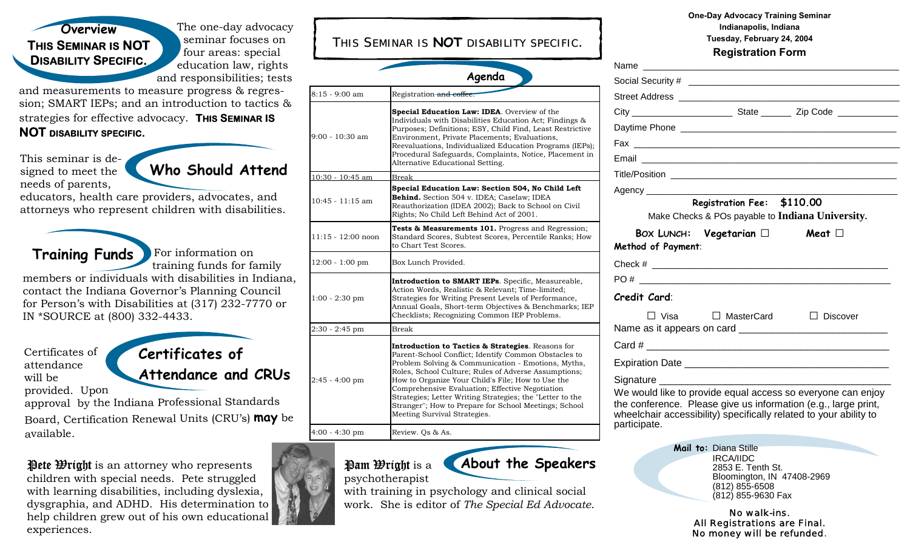## Overview

**THIS SEMINAR IS NOT DISABILITY SPECIFIC.**

The one-day advocacy seminar focuses on four areas: special education law, rights and responsibilities; tests and measurements to measure progress & regression; SMART IEPs; and an introduction to tactics & strategies for effective advocacy. **THIS SEMINAR IS NOT DISABILITY SPECIFIC.**

## Who Should Attend

This seminar is designed to meet the needs of parents, educators, health care providers, advocates, and attorneys who represent children with disabilities.

## Training Funds

For information on training funds for family members or individuals with disabilities in Indiana, contact the Indiana Governor's Planning Council for Person's with Disabilities at (317) 232-7770 or IN *SOURCE at (800) 332-4433.

## Certificates of Attendance and CRUs

Certificates of attendance will be provided. Upon approval by the Indiana Professional Standards Board, Certification Renewal Units (CRU's) **may** be available.

## About the Speakers

**Pete Wright** is an attorney who represents children with special needs. Pete struggled with learning disabilities, including dyslexia, dysgraphia, and ADHD. His determination to help children grew out of his own educational experiences.

**Pam Wright** is a psychotherapist with training in psychology and clinical social work. She is editor of *The Special Ed Advocate*.

---

THIS SEMINAR IS **NOT** DISABILITY SPECIFIC.

## Agenda

| | |
|---|---|
| 8:15 - 9:00 am | Registration and coffee. |
| 9:00 - 10:30 am | **Special Education Law: IDEA**. Overview of the Individuals with Disabilities Education Act; Findings & Purposes; Definitions; ESY, Child Find, Least Restrictive Environment, Private Placements; Evaluations, Reevaluations, Individualized Education Programs (IEPs); Procedural Safeguards, Complaints, Notice, Placement in Alternative Educational Setting. |
| 10:30 - 10:45 am | Break |
| 10:45 - 11:15 am | **Special Education Law: Section 504, No Child Left Behind.** Section 504 v. IDEA; Caselaw; IDEA Reauthorization (IDEA 2002); Back to School on Civil Rights; No Child Left Behind Act of 2001. |
| 11:15 - 12:00 noon | **Tests & Measurements 101.** Progress and Regression; Standard Scores, Subtest Scores, Percentile Ranks; How to Chart Test Scores. |
| 12:00 - 1:00 pm | Box Lunch Provided. |
| 1:00 - 2:30 pm | **Introduction to SMART IEPs**. Specific, Measureable, Action Words, Realistic & Relevant; Time-limited; Strategies for Writing Present Levels of Performance, Annual Goals, Short-term Objectives & Benchmarks; IEP Checklists; Recognizing Common IEP Problems. |
| 2:30 - 2:45 pm | Break |
| 2:45 - 4:00 pm | **Introduction to Tactics & Strategies**. Reasons for Parent-School Conflict; Identify Common Obstacles to Problem Solving & Communication - Emotions, Myths, Roles, School Culture; Rules of Adverse Assumptions; How to Organize Your Child's File; How to Use the Comprehensive Evaluation; Effective Negotiation Strategies; Letter Writing Strategies; the "Letter to the Stranger"; How to Prepare for School Meetings; School Meeting Survival Strategies. |
| 4:00 - 4:30 pm | Review. Qs & As. |

---

**One-Day Advocacy Training Seminar**
**Indianapolis, Indiana**
**Tuesday, February 24, 2004**

### Registration Form

Name ______________________________

Social Security # ______________________________

Street Address ______________________________

City ____________ State ______ Zip Code ____________

Daytime Phone ______________________________

Fax ______________________________

Email ______________________________

Title/Position ______________________________

Agency ______________________________

**Registration Fee: $110.00**

Make Checks & POs payable to **Indiana University.**

**BOX LUNCH: Vegetarian ☐ Meat ☐**

**Method of Payment**:

Check # ______________________________

PO # ______________________________

**Credit Card**:

☐ Visa ☐ MasterCard ☐ Discover

Name as it appears on card ______________________________

Card # ______________________________

Expiration Date ______________________________

Signature ______________________________

We would like to provide equal access so everyone can enjoy the conference. Please give us information (e.g., large print, wheelchair accessibility) specifically related to your ability to participate.

**Mail to:** Diana Stille
IRCA/IIDC
2853 E. Tenth St.
Bloomington, IN 47408-2969
(812) 855-6508
(812) 855-9630 Fax

No walk-ins.
All Registrations are Final.
No money will be refunded.